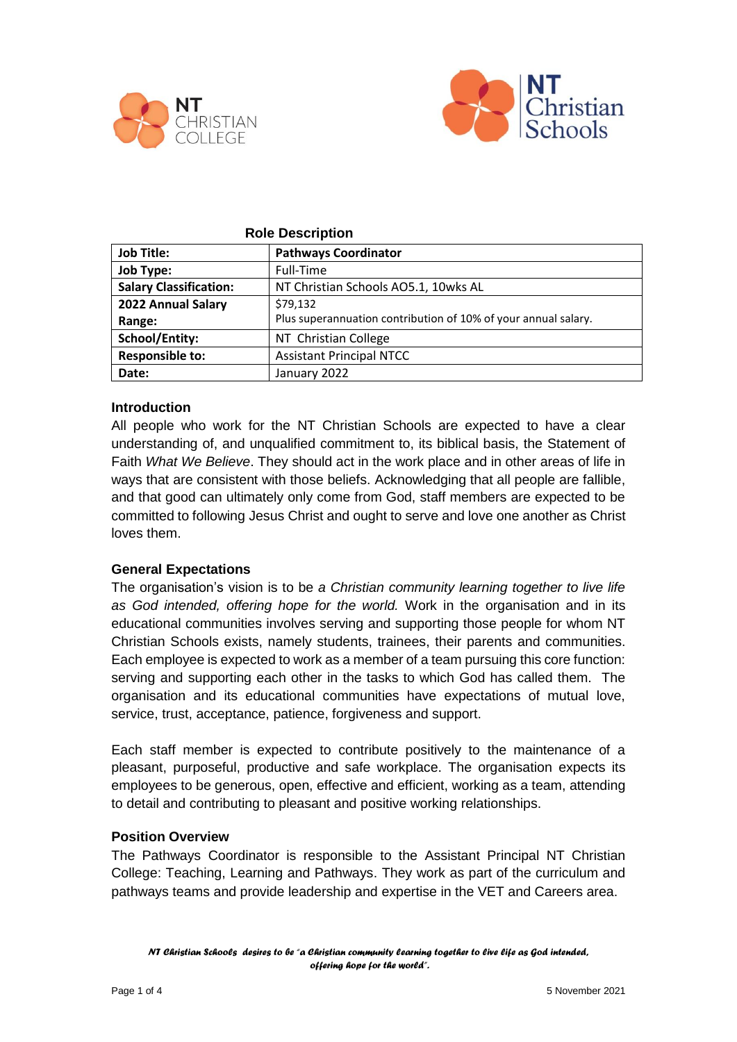## Role Description

| | |
|---|---|
| **Job Title:** | **Pathways Coordinator** |
| **Job Type:** | Full-Time |
| **Salary Classification:** | NT Christian Schools AO5.1, 10wks AL |
| **2022 Annual Salary Range:** | $79,132<br>Plus superannuation contribution of 10% of your annual salary. |
| **School/Entity:** | NT Christian College |
| **Responsible to:** | Assistant Principal NTCC |
| **Date:** | January 2022 |

### Introduction

All people who work for the NT Christian Schools are expected to have a clear understanding of, and unqualified commitment to, its biblical basis, the Statement of Faith *What We Believe*. They should act in the work place and in other areas of life in ways that are consistent with those beliefs. Acknowledging that all people are fallible, and that good can ultimately only come from God, staff members are expected to be committed to following Jesus Christ and ought to serve and love one another as Christ loves them.

### General Expectations

The organisation's vision is to be *a Christian community learning together to live life as God intended, offering hope for the world.* Work in the organisation and in its educational communities involves serving and supporting those people for whom NT Christian Schools exists, namely students, trainees, their parents and communities. Each employee is expected to work as a member of a team pursuing this core function: serving and supporting each other in the tasks to which God has called them. The organisation and its educational communities have expectations of mutual love, service, trust, acceptance, patience, forgiveness and support.

Each staff member is expected to contribute positively to the maintenance of a pleasant, purposeful, productive and safe workplace. The organisation expects its employees to be generous, open, effective and efficient, working as a team, attending to detail and contributing to pleasant and positive working relationships.

### Position Overview

The Pathways Coordinator is responsible to the Assistant Principal NT Christian College: Teaching, Learning and Pathways. They work as part of the curriculum and pathways teams and provide leadership and expertise in the VET and Careers area.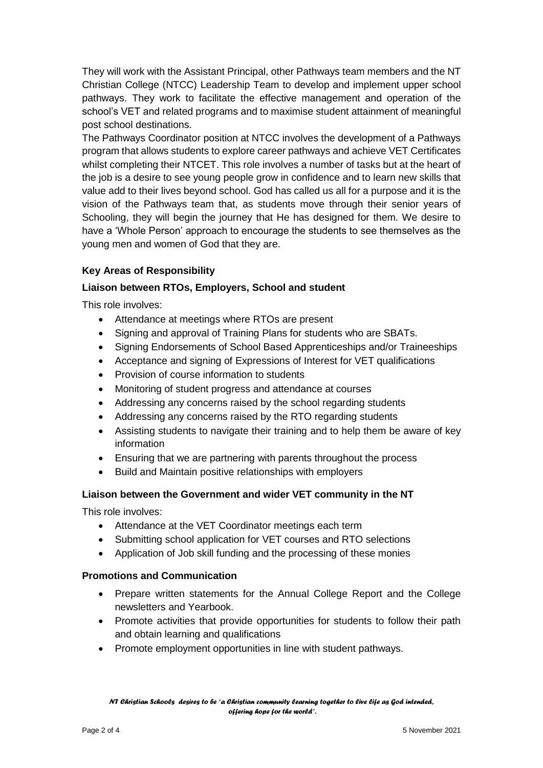They will work with the Assistant Principal, other Pathways team members and the NT Christian College (NTCC) Leadership Team to develop and implement upper school pathways. They work to facilitate the effective management and operation of the school's VET and related programs and to maximise student attainment of meaningful post school destinations.

The Pathways Coordinator position at NTCC involves the development of a Pathways program that allows students to explore career pathways and achieve VET Certificates whilst completing their NTCET. This role involves a number of tasks but at the heart of the job is a desire to see young people grow in confidence and to learn new skills that value add to their lives beyond school. God has called us all for a purpose and it is the vision of the Pathways team that, as students move through their senior years of Schooling, they will begin the journey that He has designed for them. We desire to have a 'Whole Person' approach to encourage the students to see themselves as the young men and women of God that they are.

### Key Areas of Responsibility

#### Liaison between RTOs, Employers, School and student

This role involves:

- Attendance at meetings where RTOs are present
- Signing and approval of Training Plans for students who are SBATs.
- Signing Endorsements of School Based Apprenticeships and/or Traineeships
- Acceptance and signing of Expressions of Interest for VET qualifications
- Provision of course information to students
- Monitoring of student progress and attendance at courses
- Addressing any concerns raised by the school regarding students
- Addressing any concerns raised by the RTO regarding students
- Assisting students to navigate their training and to help them be aware of key information
- Ensuring that we are partnering with parents throughout the process
- Build and Maintain positive relationships with employers

#### Liaison between the Government and wider VET community in the NT

This role involves:

- Attendance at the VET Coordinator meetings each term
- Submitting school application for VET courses and RTO selections
- Application of Job skill funding and the processing of these monies

#### Promotions and Communication

- Prepare written statements for the Annual College Report and the College newsletters and Yearbook.
- Promote activities that provide opportunities for students to follow their path and obtain learning and qualifications
- Promote employment opportunities in line with student pathways.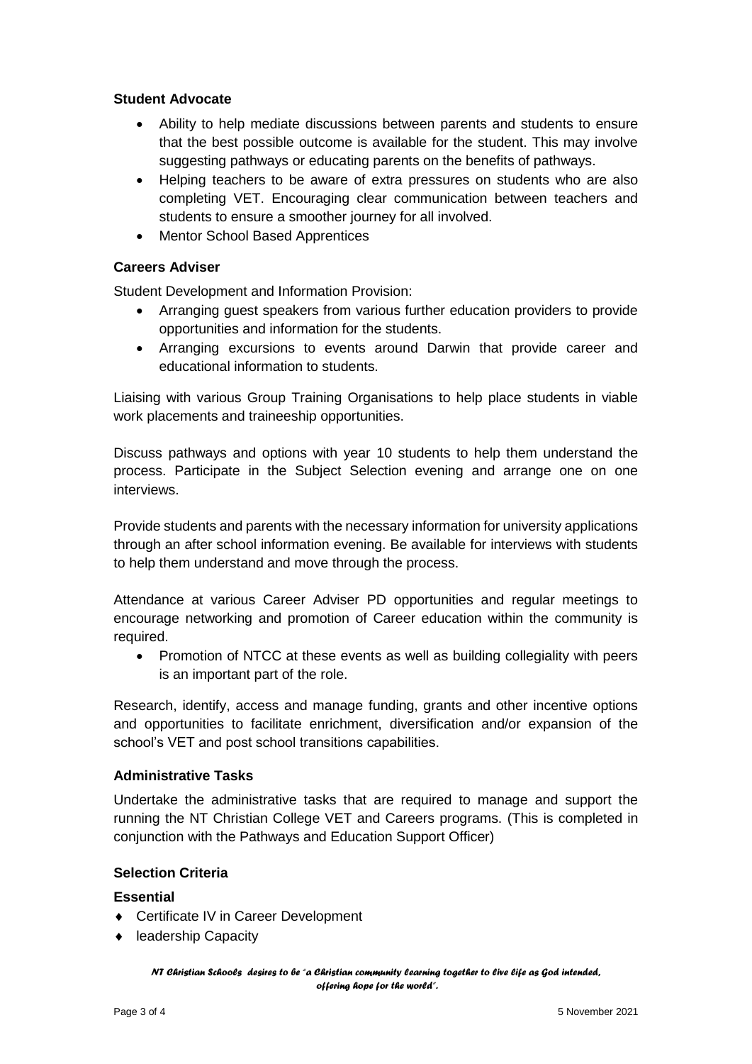**Student Advocate**

- Ability to help mediate discussions between parents and students to ensure that the best possible outcome is available for the student. This may involve suggesting pathways or educating parents on the benefits of pathways.
- Helping teachers to be aware of extra pressures on students who are also completing VET. Encouraging clear communication between teachers and students to ensure a smoother journey for all involved.
- Mentor School Based Apprentices

**Careers Adviser**

Student Development and Information Provision:

- Arranging guest speakers from various further education providers to provide opportunities and information for the students.
- Arranging excursions to events around Darwin that provide career and educational information to students.

Liaising with various Group Training Organisations to help place students in viable work placements and traineeship opportunities.

Discuss pathways and options with year 10 students to help them understand the process. Participate in the Subject Selection evening and arrange one on one interviews.

Provide students and parents with the necessary information for university applications through an after school information evening. Be available for interviews with students to help them understand and move through the process.

Attendance at various Career Adviser PD opportunities and regular meetings to encourage networking and promotion of Career education within the community is required.

- Promotion of NTCC at these events as well as building collegiality with peers is an important part of the role.

Research, identify, access and manage funding, grants and other incentive options and opportunities to facilitate enrichment, diversification and/or expansion of the school's VET and post school transitions capabilities.

**Administrative Tasks**

Undertake the administrative tasks that are required to manage and support the running the NT Christian College VET and Careers programs. (This is completed in conjunction with the Pathways and Education Support Officer)

**Selection Criteria**

**Essential**

- Certificate IV in Career Development
- leadership Capacity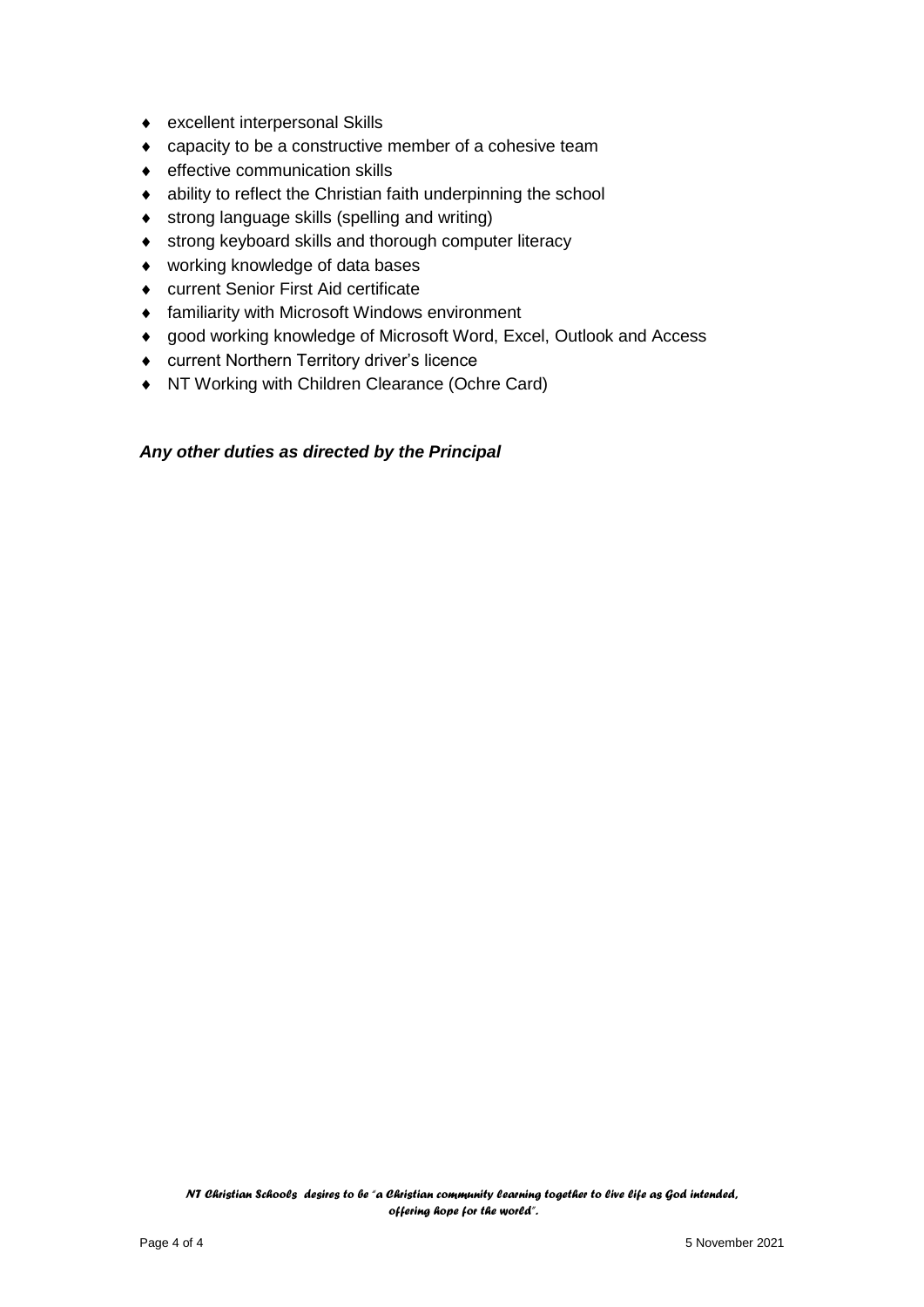- excellent interpersonal Skills
- capacity to be a constructive member of a cohesive team
- effective communication skills
- ability to reflect the Christian faith underpinning the school
- strong language skills (spelling and writing)
- strong keyboard skills and thorough computer literacy
- working knowledge of data bases
- current Senior First Aid certificate
- familiarity with Microsoft Windows environment
- good working knowledge of Microsoft Word, Excel, Outlook and Access
- current Northern Territory driver's licence
- NT Working with Children Clearance (Ochre Card)

***Any other duties as directed by the Principal***

*NT Christian Schools desires to be "a Christian community learning together to live life as God intended, offering hope for the world".*